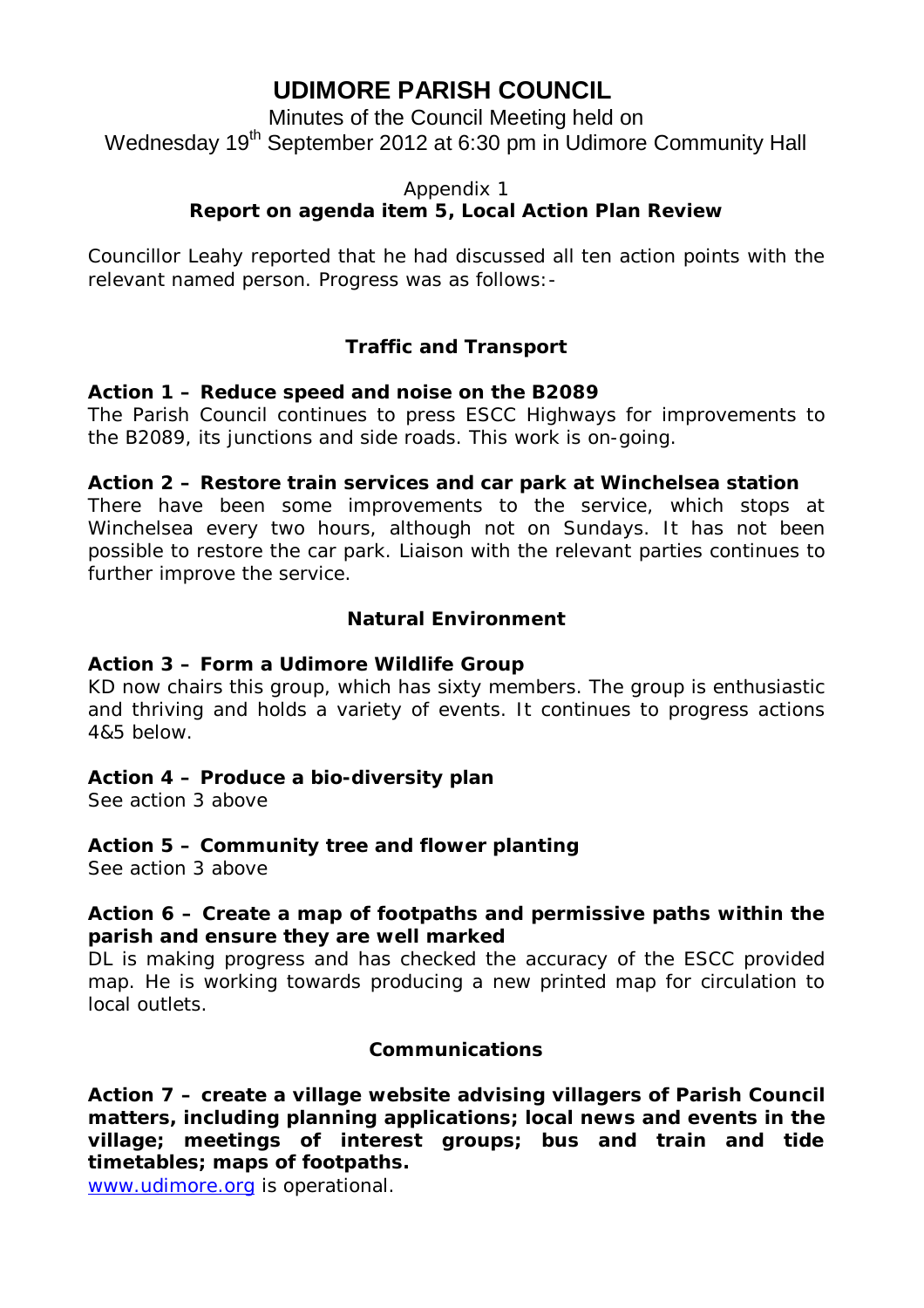# UDIMORE PARISH COUNCIL

Minutes of the Council Meeting held on
Wednesday 19th September 2012 at 6:30 pm in Udimore Community Hall

Appendix 1
**Report on agenda item 5, Local Action Plan Review**

Councillor Leahy reported that he had discussed all ten action points with the relevant named person. Progress was as follows:-

## Traffic and Transport

**Action 1 – Reduce speed and noise on the B2089**
The Parish Council continues to press ESCC Highways for improvements to the B2089, its junctions and side roads. This work is on-going.

**Action 2 – Restore train services and car park at Winchelsea station**
There have been some improvements to the service, which stops at Winchelsea every two hours, although not on Sundays. It has not been possible to restore the car park. Liaison with the relevant parties continues to further improve the service.

## Natural Environment

**Action 3 – Form a Udimore Wildlife Group**
KD now chairs this group, which has sixty members. The group is enthusiastic and thriving and holds a variety of events. It continues to progress actions 4&5 below.

**Action 4 – Produce a bio-diversity plan**
See action 3 above

**Action 5 – Community tree and flower planting**
See action 3 above

**Action 6 – Create a map of footpaths and permissive paths within the parish and ensure they are well marked**
DL is making progress and has checked the accuracy of the ESCC provided map. He is working towards producing a new printed map for circulation to local outlets.

## Communications

**Action 7 – create a village website advising villagers of Parish Council matters, including planning applications; local news and events in the village; meetings of interest groups; bus and train and tide timetables; maps of footpaths.**
www.udimore.org is operational.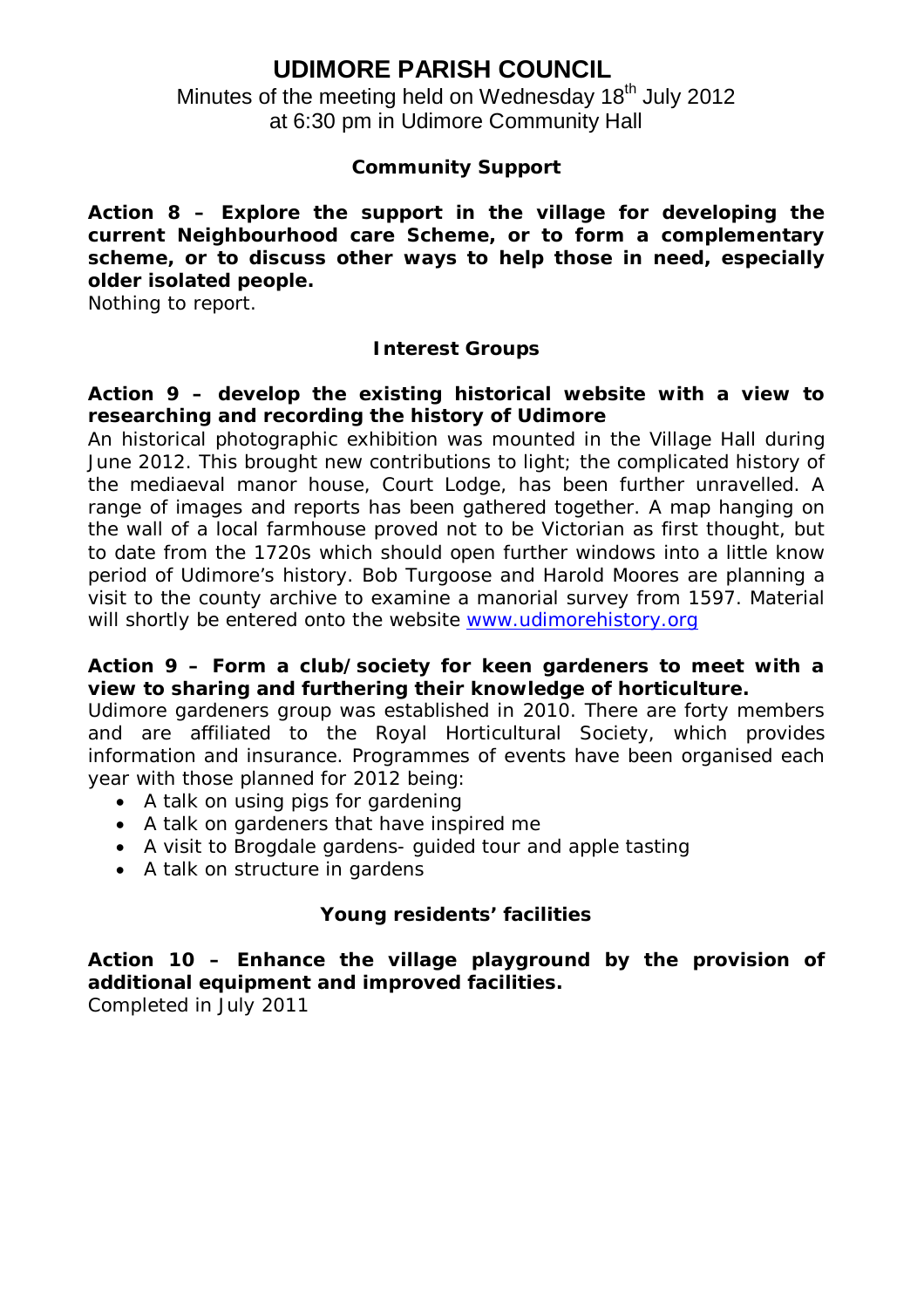# UDIMORE PARISH COUNCIL

Minutes of the meeting held on Wednesday 18th July 2012 at 6:30 pm in Udimore Community Hall

## Community Support

**Action 8 – Explore the support in the village for developing the current Neighbourhood care Scheme, or to form a complementary scheme, or to discuss other ways to help those in need, especially older isolated people.**

Nothing to report.

## Interest Groups

**Action 9 – develop the existing historical website with a view to researching and recording the history of Udimore**

An historical photographic exhibition was mounted in the Village Hall during June 2012. This brought new contributions to light; the complicated history of the mediaeval manor house, Court Lodge, has been further unravelled. A range of images and reports has been gathered together. A map hanging on the wall of a local farmhouse proved not to be Victorian as first thought, but to date from the 1720s which should open further windows into a little know period of Udimore's history. Bob Turgoose and Harold Moores are planning a visit to the county archive to examine a manorial survey from 1597. Material will shortly be entered onto the website www.udimorehistory.org

**Action 9 – Form a club/society for keen gardeners to meet with a view to sharing and furthering their knowledge of horticulture.**

Udimore gardeners group was established in 2010. There are forty members and are affiliated to the Royal Horticultural Society, which provides information and insurance. Programmes of events have been organised each year with those planned for 2012 being:

- A talk on using pigs for gardening
- A talk on gardeners that have inspired me
- A visit to Brogdale gardens- guided tour and apple tasting
- A talk on structure in gardens

## Young residents' facilities

**Action 10 – Enhance the village playground by the provision of additional equipment and improved facilities.**

Completed in July 2011